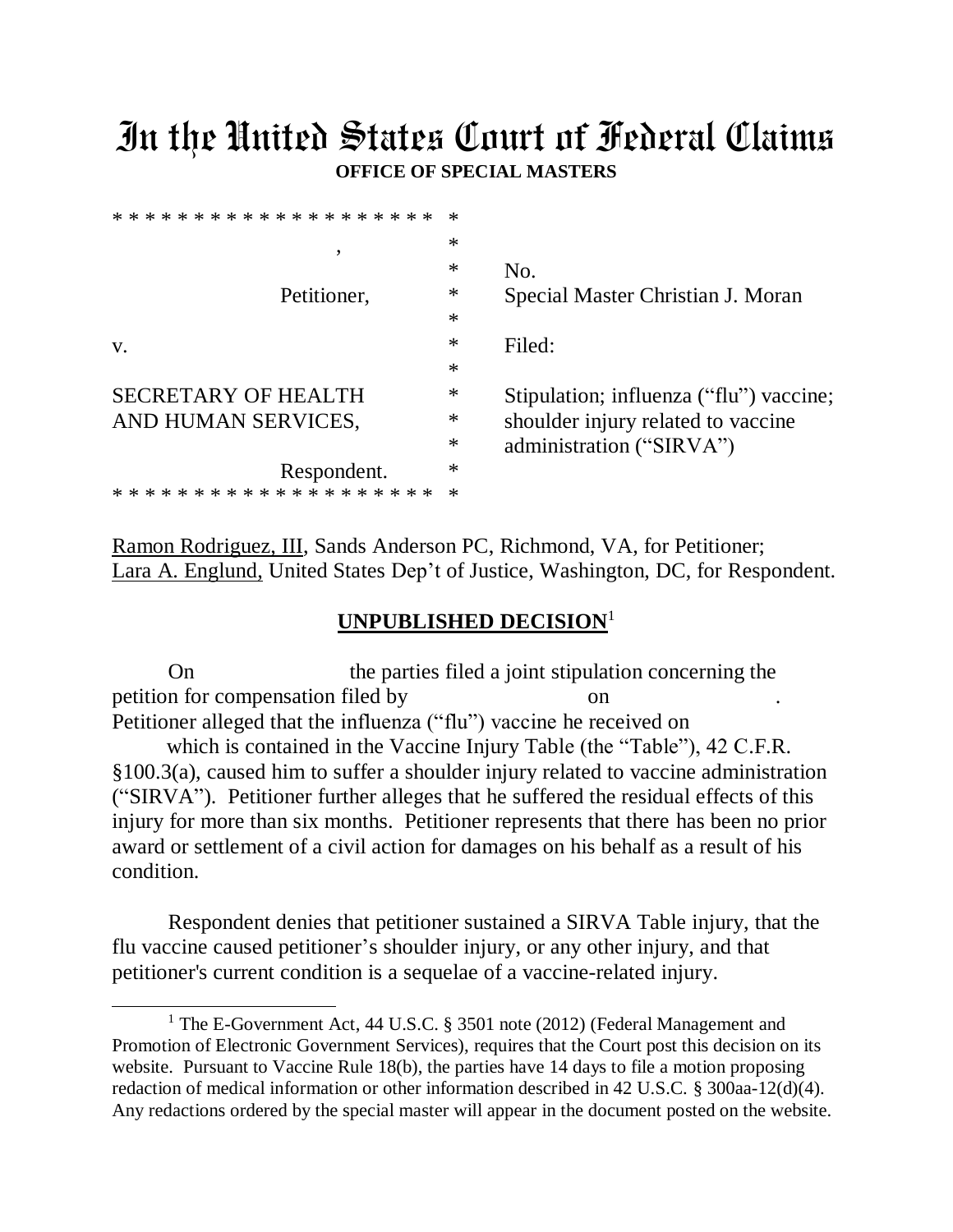# In the United States Court of Federal Claims

**OFFICE OF SPECIAL MASTERS**

| | | |
|---|---|---|
| , | * | |
| Petitioner, | * | No. |
| | * | Special Master Christian J. Moran |
| v. | * | Filed: |
| | * | |
| SECRETARY OF HEALTH AND HUMAN SERVICES, | * | Stipulation; influenza ("flu") vaccine; shoulder injury related to vaccine administration ("SIRVA") |
| Respondent. | * | |

Ramon Rodriguez, III, Sands Anderson PC, Richmond, VA, for Petitioner;
Lara A. Englund, United States Dep't of Justice, Washington, DC, for Respondent.

## UNPUBLISHED DECISION[1]

On the parties filed a joint stipulation concerning the petition for compensation filed by on . Petitioner alleged that the influenza ("flu") vaccine he received on which is contained in the Vaccine Injury Table (the "Table"), 42 C.F.R. §100.3(a), caused him to suffer a shoulder injury related to vaccine administration ("SIRVA"). Petitioner further alleges that he suffered the residual effects of this injury for more than six months. Petitioner represents that there has been no prior award or settlement of a civil action for damages on his behalf as a result of his condition.

Respondent denies that petitioner sustained a SIRVA Table injury, that the flu vaccine caused petitioner's shoulder injury, or any other injury, and that petitioner's current condition is a sequelae of a vaccine-related injury.

---

[1] The E-Government Act, 44 U.S.C. § 3501 note (2012) (Federal Management and Promotion of Electronic Government Services), requires that the Court post this decision on its website. Pursuant to Vaccine Rule 18(b), the parties have 14 days to file a motion proposing redaction of medical information or other information described in 42 U.S.C. § 300aa-12(d)(4). Any redactions ordered by the special master will appear in the document posted on the website.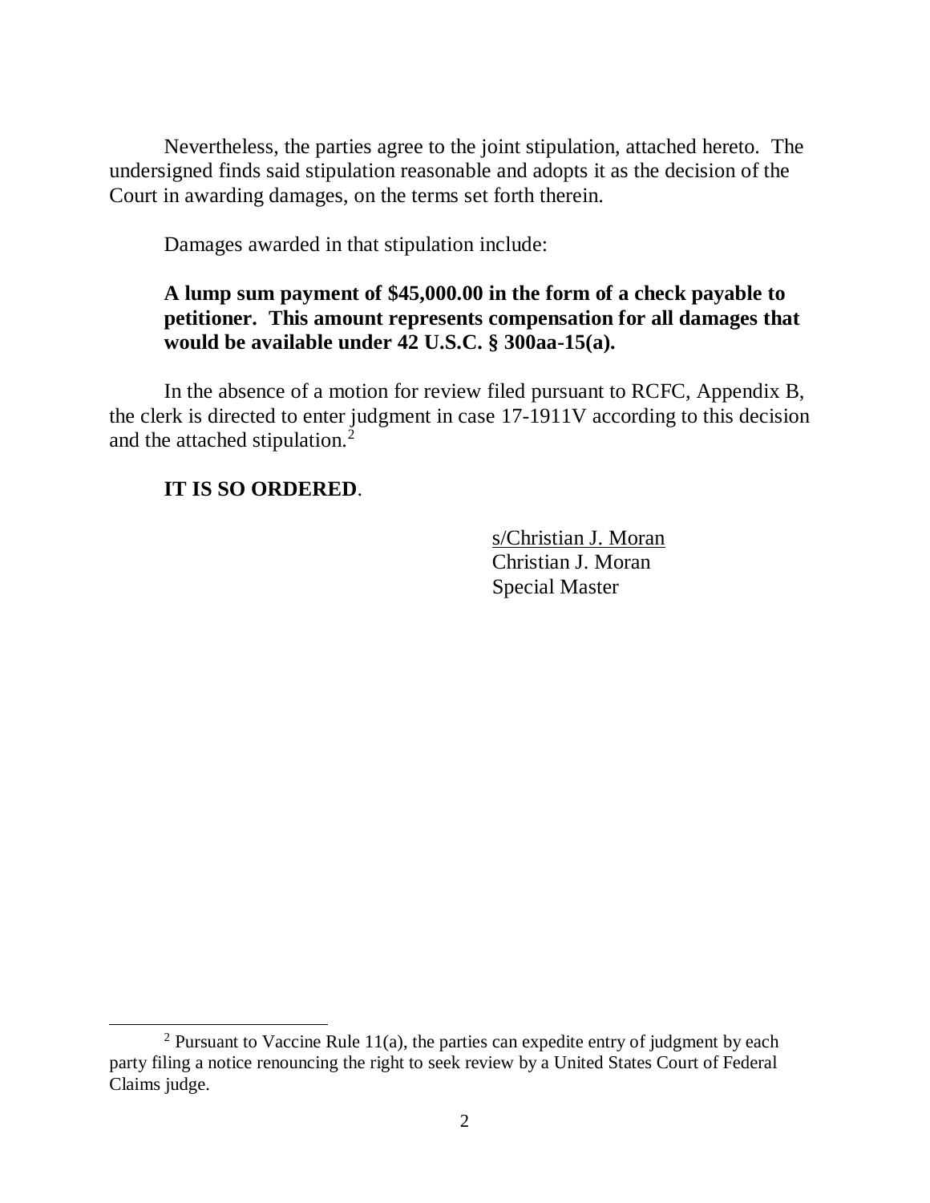Nevertheless, the parties agree to the joint stipulation, attached hereto. The undersigned finds said stipulation reasonable and adopts it as the decision of the Court in awarding damages, on the terms set forth therein.

Damages awarded in that stipulation include:

**A lump sum payment of $45,000.00 in the form of a check payable to petitioner. This amount represents compensation for all damages that would be available under 42 U.S.C. § 300aa-15(a).**

In the absence of a motion for review filed pursuant to RCFC, Appendix B, the clerk is directed to enter judgment in case 17-1911V according to this decision and the attached stipulation.[2]

**IT IS SO ORDERED**.

s/Christian J. Moran
Christian J. Moran
Special Master

[2] Pursuant to Vaccine Rule 11(a), the parties can expedite entry of judgment by each party filing a notice renouncing the right to seek review by a United States Court of Federal Claims judge.